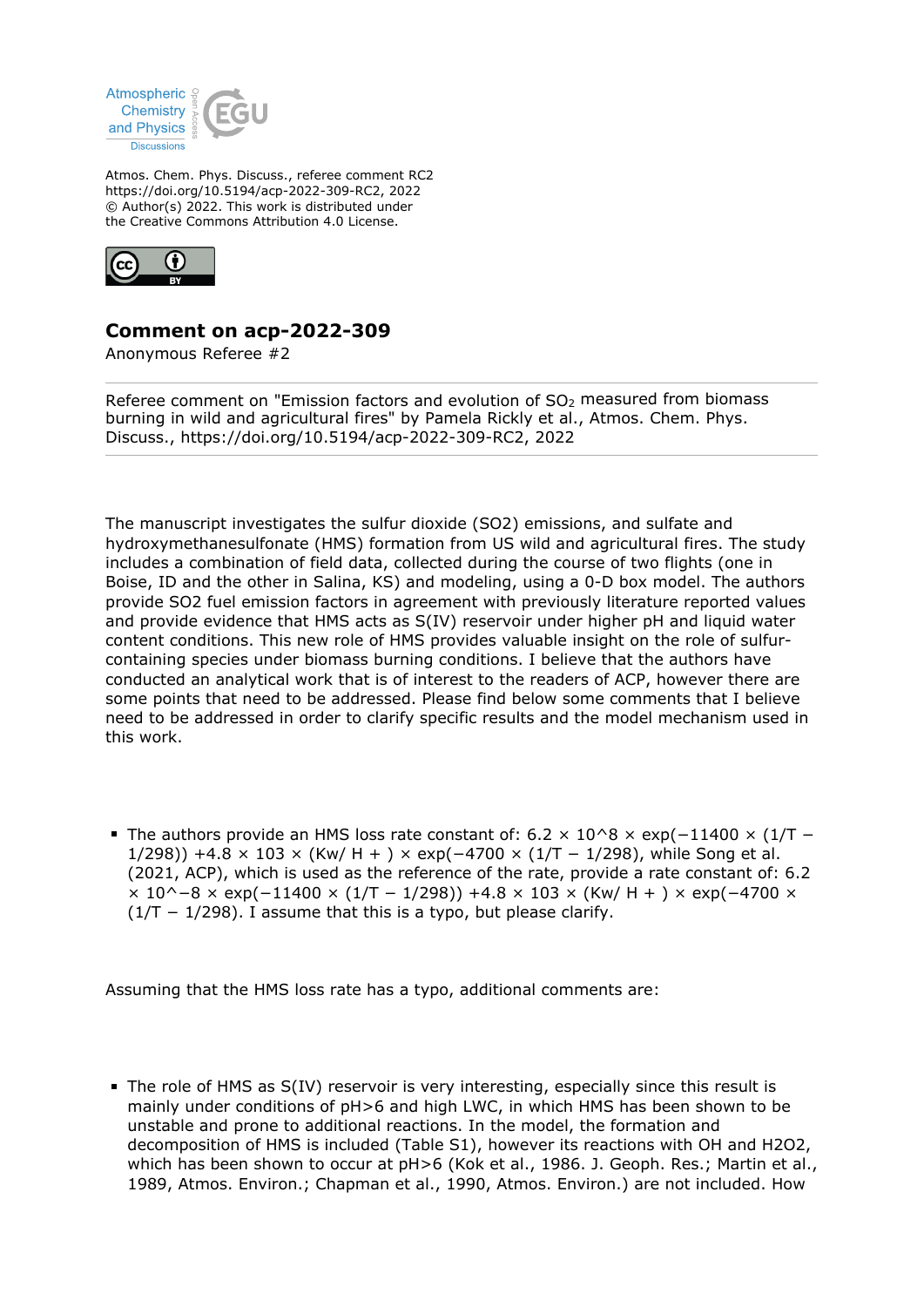Atmospheric Chemistry and Physics Discussions

Atmos. Chem. Phys. Discuss., referee comment RC2
https://doi.org/10.5194/acp-2022-309-RC2, 2022
© Author(s) 2022. This work is distributed under the Creative Commons Attribution 4.0 License.

## Comment on acp-2022-309

Anonymous Referee #2

Referee comment on "Emission factors and evolution of $SO_2$ measured from biomass burning in wild and agricultural fires" by Pamela Rickly et al., Atmos. Chem. Phys. Discuss., https://doi.org/10.5194/acp-2022-309-RC2, 2022

The manuscript investigates the sulfur dioxide (SO2) emissions, and sulfate and hydroxymethanesulfonate (HMS) formation from US wild and agricultural fires. The study includes a combination of field data, collected during the course of two flights (one in Boise, ID and the other in Salina, KS) and modeling, using a 0-D box model. The authors provide SO2 fuel emission factors in agreement with previously literature reported values and provide evidence that HMS acts as S(IV) reservoir under higher pH and liquid water content conditions. This new role of HMS provides valuable insight on the role of sulfur-containing species under biomass burning conditions. I believe that the authors have conducted an analytical work that is of interest to the readers of ACP, however there are some points that need to be addressed. Please find below some comments that I believe need to be addressed in order to clarify specific results and the model mechanism used in this work.

- The authors provide an HMS loss rate constant of: $6.2 \times 10^{8} \times \exp(-11400 \times (1/T - 1/298)) + 4.8 \times 103 \times (K_w/H^+) \times \exp(-4700 \times (1/T - 1/298))$, while Song et al. (2021, ACP), which is used as the reference of the rate, provide a rate constant of: $6.2 \times 10^{-8} \times \exp(-11400 \times (1/T - 1/298)) + 4.8 \times 103 \times (K_w/H^+) \times \exp(-4700 \times (1/T - 1/298)$. I assume that this is a typo, but please clarify.

Assuming that the HMS loss rate has a typo, additional comments are:

- The role of HMS as S(IV) reservoir is very interesting, especially since this result is mainly under conditions of pH>6 and high LWC, in which HMS has been shown to be unstable and prone to additional reactions. In the model, the formation and decomposition of HMS is included (Table S1), however its reactions with OH and H2O2, which has been shown to occur at pH>6 (Kok et al., 1986. J. Geoph. Res.; Martin et al., 1989, Atmos. Environ.; Chapman et al., 1990, Atmos. Environ.) are not included. How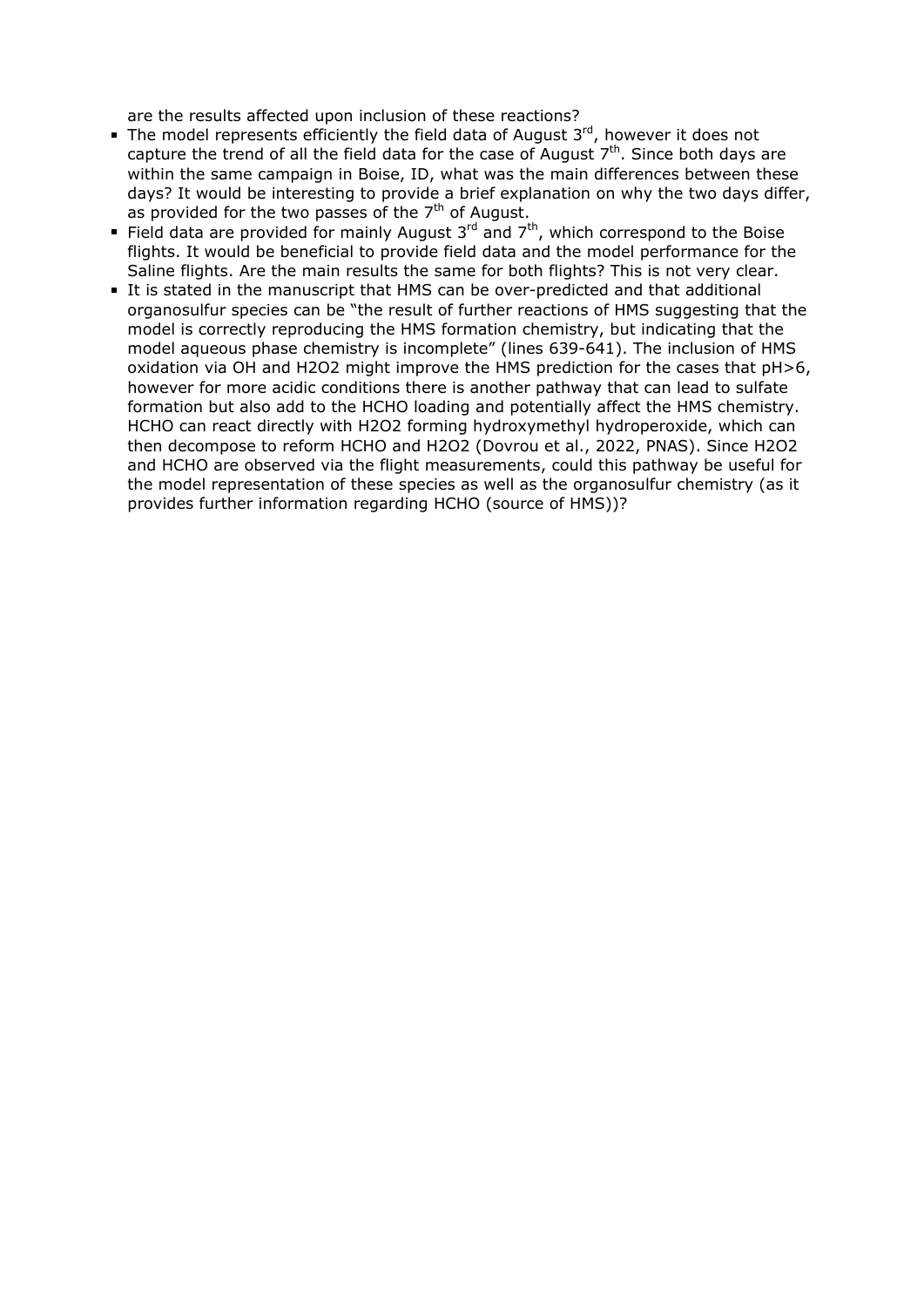are the results affected upon inclusion of these reactions?

- The model represents efficiently the field data of August 3[rd], however it does not capture the trend of all the field data for the case of August 7[th]. Since both days are within the same campaign in Boise, ID, what was the main differences between these days? It would be interesting to provide a brief explanation on why the two days differ, as provided for the two passes of the 7[th] of August.
- Field data are provided for mainly August 3[rd] and 7[th], which correspond to the Boise flights. It would be beneficial to provide field data and the model performance for the Saline flights. Are the main results the same for both flights? This is not very clear.
- It is stated in the manuscript that HMS can be over-predicted and that additional organosulfur species can be "the result of further reactions of HMS suggesting that the model is correctly reproducing the HMS formation chemistry, but indicating that the model aqueous phase chemistry is incomplete" (lines 639-641). The inclusion of HMS oxidation via OH and $H_2O_2$ might improve the HMS prediction for the cases that pH>6, however for more acidic conditions there is another pathway that can lead to sulfate formation but also add to the HCHO loading and potentially affect the HMS chemistry. HCHO can react directly with $H_2O_2$ forming hydroxymethyl hydroperoxide, which can then decompose to reform HCHO and $H_2O_2$ (Dovrou et al., 2022, PNAS). Since $H_2O_2$ and HCHO are observed via the flight measurements, could this pathway be useful for the model representation of these species as well as the organosulfur chemistry (as it provides further information regarding HCHO (source of HMS))?